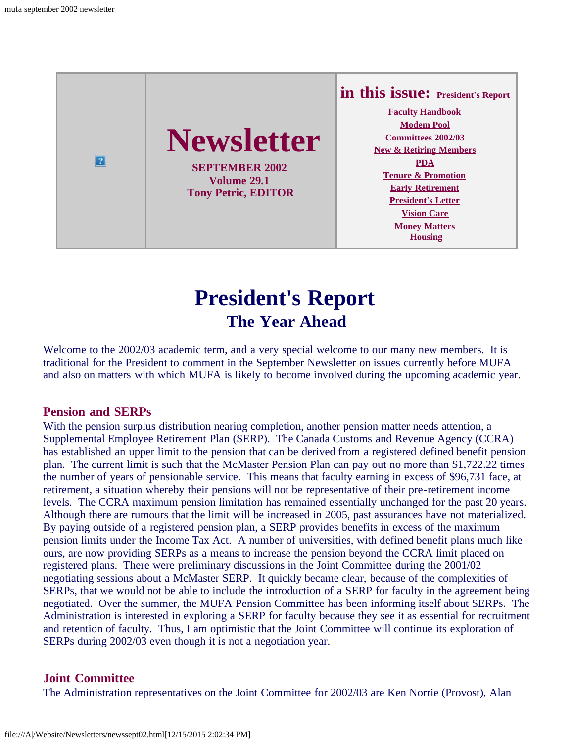# Newsletter

**SEPTEMBER 2002**
**Volume 29.1**
**Tony Petric, EDITOR**

**in this issue:** President's Report

- Faculty Handbook
- Modem Pool
- Committees 2002/03
- New & Retiring Members
- PDA
- Tenure & Promotion
- Early Retirement
- President's Letter
- Vision Care
- Money Matters
- Housing

# President's Report
## The Year Ahead

Welcome to the 2002/03 academic term, and a very special welcome to our many new members. It is traditional for the President to comment in the September Newsletter on issues currently before MUFA and also on matters with which MUFA is likely to become involved during the upcoming academic year.

### Pension and SERPs

With the pension surplus distribution nearing completion, another pension matter needs attention, a Supplemental Employee Retirement Plan (SERP). The Canada Customs and Revenue Agency (CCRA) has established an upper limit to the pension that can be derived from a registered defined benefit pension plan. The current limit is such that the McMaster Pension Plan can pay out no more than $1,722.22 times the number of years of pensionable service. This means that faculty earning in excess of $96,731 face, at retirement, a situation whereby their pensions will not be representative of their pre-retirement income levels. The CCRA maximum pension limitation has remained essentially unchanged for the past 20 years. Although there are rumours that the limit will be increased in 2005, past assurances have not materialized. By paying outside of a registered pension plan, a SERP provides benefits in excess of the maximum pension limits under the Income Tax Act. A number of universities, with defined benefit plans much like ours, are now providing SERPs as a means to increase the pension beyond the CCRA limit placed on registered plans. There were preliminary discussions in the Joint Committee during the 2001/02 negotiating sessions about a McMaster SERP. It quickly became clear, because of the complexities of SERPs, that we would not be able to include the introduction of a SERP for faculty in the agreement being negotiated. Over the summer, the MUFA Pension Committee has been informing itself about SERPs. The Administration is interested in exploring a SERP for faculty because they see it as essential for recruitment and retention of faculty. Thus, I am optimistic that the Joint Committee will continue its exploration of SERPs during 2002/03 even though it is not a negotiation year.

### Joint Committee

The Administration representatives on the Joint Committee for 2002/03 are Ken Norrie (Provost), Alan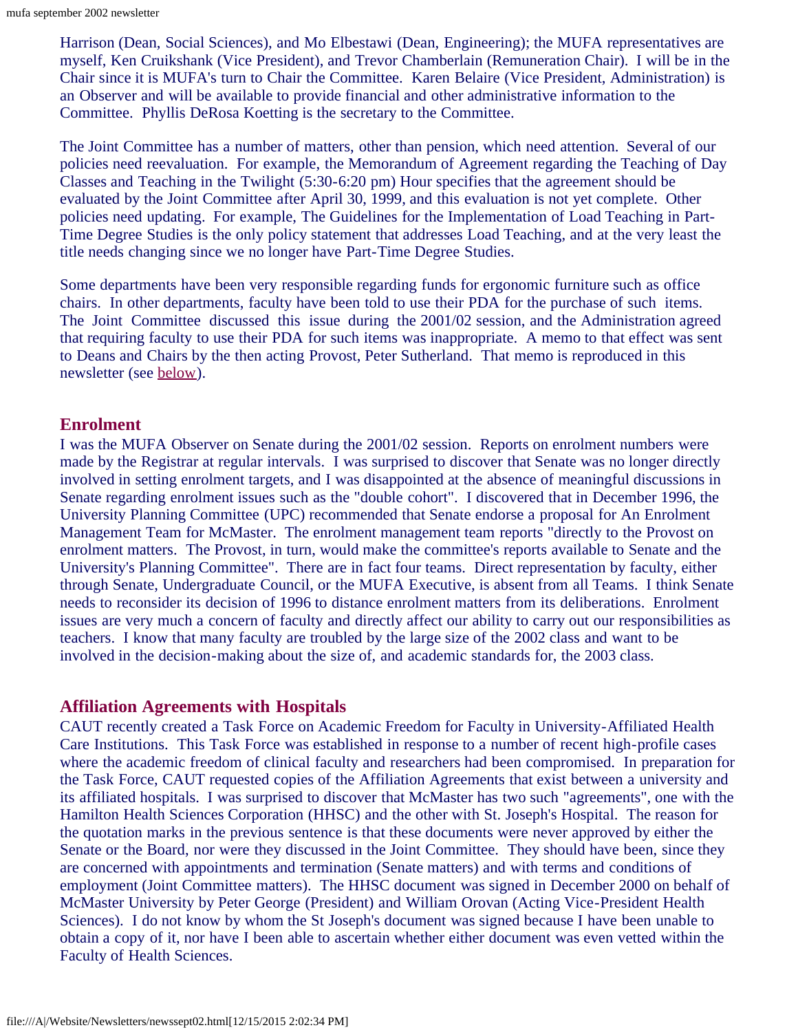Harrison (Dean, Social Sciences), and Mo Elbestawi (Dean, Engineering); the MUFA representatives are myself, Ken Cruikshank (Vice President), and Trevor Chamberlain (Remuneration Chair). I will be in the Chair since it is MUFA's turn to Chair the Committee. Karen Belaire (Vice President, Administration) is an Observer and will be available to provide financial and other administrative information to the Committee. Phyllis DeRosa Koetting is the secretary to the Committee.

The Joint Committee has a number of matters, other than pension, which need attention. Several of our policies need reevaluation. For example, the Memorandum of Agreement regarding the Teaching of Day Classes and Teaching in the Twilight (5:30-6:20 pm) Hour specifies that the agreement should be evaluated by the Joint Committee after April 30, 1999, and this evaluation is not yet complete. Other policies need updating. For example, The Guidelines for the Implementation of Load Teaching in Part-Time Degree Studies is the only policy statement that addresses Load Teaching, and at the very least the title needs changing since we no longer have Part-Time Degree Studies.

Some departments have been very responsible regarding funds for ergonomic furniture such as office chairs. In other departments, faculty have been told to use their PDA for the purchase of such items. The Joint Committee discussed this issue during the 2001/02 session, and the Administration agreed that requiring faculty to use their PDA for such items was inappropriate. A memo to that effect was sent to Deans and Chairs by the then acting Provost, Peter Sutherland. That memo is reproduced in this newsletter (see below).

## Enrolment

I was the MUFA Observer on Senate during the 2001/02 session. Reports on enrolment numbers were made by the Registrar at regular intervals. I was surprised to discover that Senate was no longer directly involved in setting enrolment targets, and I was disappointed at the absence of meaningful discussions in Senate regarding enrolment issues such as the "double cohort". I discovered that in December 1996, the University Planning Committee (UPC) recommended that Senate endorse a proposal for An Enrolment Management Team for McMaster. The enrolment management team reports "directly to the Provost on enrolment matters. The Provost, in turn, would make the committee's reports available to Senate and the University's Planning Committee". There are in fact four teams. Direct representation by faculty, either through Senate, Undergraduate Council, or the MUFA Executive, is absent from all Teams. I think Senate needs to reconsider its decision of 1996 to distance enrolment matters from its deliberations. Enrolment issues are very much a concern of faculty and directly affect our ability to carry out our responsibilities as teachers. I know that many faculty are troubled by the large size of the 2002 class and want to be involved in the decision-making about the size of, and academic standards for, the 2003 class.

## Affiliation Agreements with Hospitals

CAUT recently created a Task Force on Academic Freedom for Faculty in University-Affiliated Health Care Institutions. This Task Force was established in response to a number of recent high-profile cases where the academic freedom of clinical faculty and researchers had been compromised. In preparation for the Task Force, CAUT requested copies of the Affiliation Agreements that exist between a university and its affiliated hospitals. I was surprised to discover that McMaster has two such "agreements", one with the Hamilton Health Sciences Corporation (HHSC) and the other with St. Joseph's Hospital. The reason for the quotation marks in the previous sentence is that these documents were never approved by either the Senate or the Board, nor were they discussed in the Joint Committee. They should have been, since they are concerned with appointments and termination (Senate matters) and with terms and conditions of employment (Joint Committee matters). The HHSC document was signed in December 2000 on behalf of McMaster University by Peter George (President) and William Orovan (Acting Vice-President Health Sciences). I do not know by whom the St Joseph's document was signed because I have been unable to obtain a copy of it, nor have I been able to ascertain whether either document was even vetted within the Faculty of Health Sciences.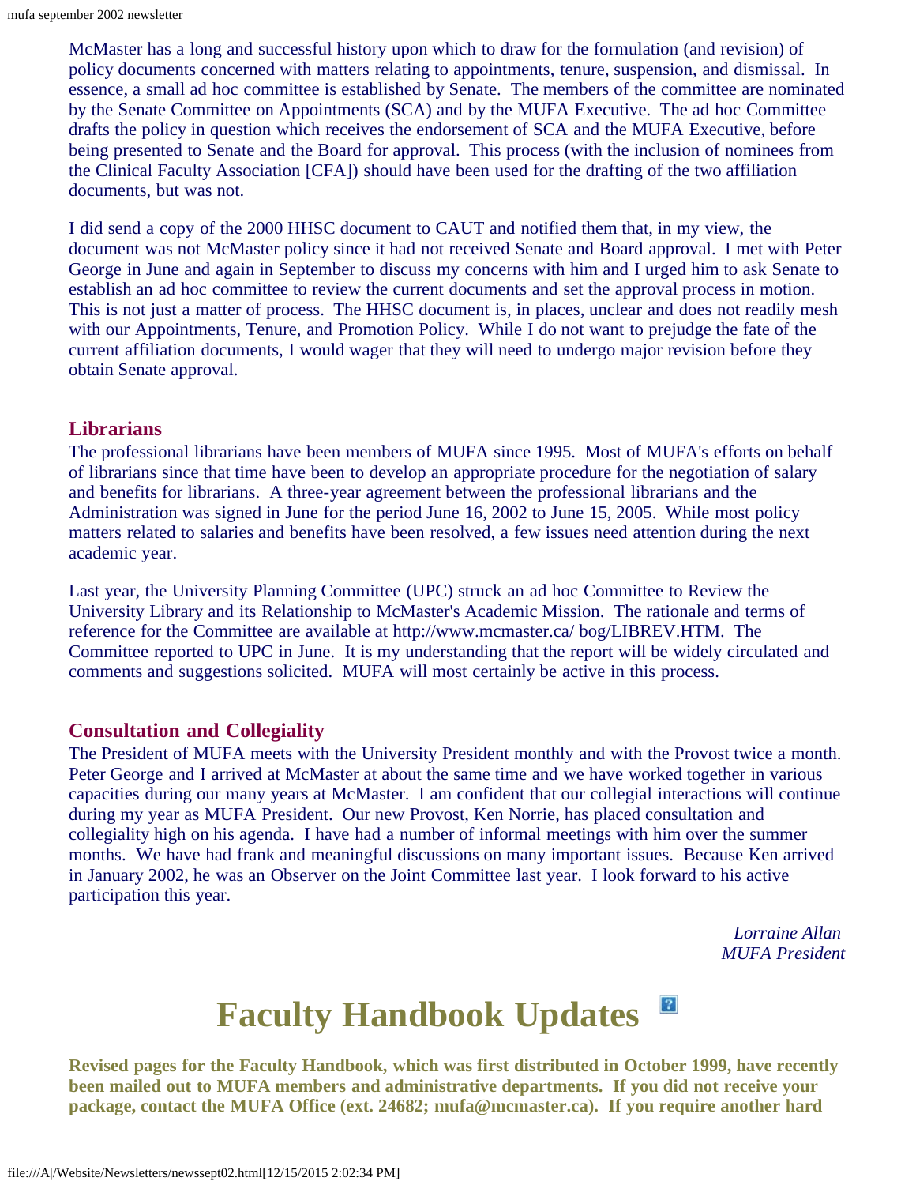McMaster has a long and successful history upon which to draw for the formulation (and revision) of policy documents concerned with matters relating to appointments, tenure, suspension, and dismissal. In essence, a small ad hoc committee is established by Senate. The members of the committee are nominated by the Senate Committee on Appointments (SCA) and by the MUFA Executive. The ad hoc Committee drafts the policy in question which receives the endorsement of SCA and the MUFA Executive, before being presented to Senate and the Board for approval. This process (with the inclusion of nominees from the Clinical Faculty Association [CFA]) should have been used for the drafting of the two affiliation documents, but was not.

I did send a copy of the 2000 HHSC document to CAUT and notified them that, in my view, the document was not McMaster policy since it had not received Senate and Board approval. I met with Peter George in June and again in September to discuss my concerns with him and I urged him to ask Senate to establish an ad hoc committee to review the current documents and set the approval process in motion. This is not just a matter of process. The HHSC document is, in places, unclear and does not readily mesh with our Appointments, Tenure, and Promotion Policy. While I do not want to prejudge the fate of the current affiliation documents, I would wager that they will need to undergo major revision before they obtain Senate approval.

### Librarians

The professional librarians have been members of MUFA since 1995. Most of MUFA's efforts on behalf of librarians since that time have been to develop an appropriate procedure for the negotiation of salary and benefits for librarians. A three-year agreement between the professional librarians and the Administration was signed in June for the period June 16, 2002 to June 15, 2005. While most policy matters related to salaries and benefits have been resolved, a few issues need attention during the next academic year.

Last year, the University Planning Committee (UPC) struck an ad hoc Committee to Review the University Library and its Relationship to McMaster's Academic Mission. The rationale and terms of reference for the Committee are available at http://www.mcmaster.ca/ bog/LIBREV.HTM. The Committee reported to UPC in June. It is my understanding that the report will be widely circulated and comments and suggestions solicited. MUFA will most certainly be active in this process.

### Consultation and Collegiality

The President of MUFA meets with the University President monthly and with the Provost twice a month. Peter George and I arrived at McMaster at about the same time and we have worked together in various capacities during our many years at McMaster. I am confident that our collegial interactions will continue during my year as MUFA President. Our new Provost, Ken Norrie, has placed consultation and collegiality high on his agenda. I have had a number of informal meetings with him over the summer months. We have had frank and meaningful discussions on many important issues. Because Ken arrived in January 2002, he was an Observer on the Joint Committee last year. I look forward to his active participation this year.

*Lorraine Allan*
*MUFA President*

# Faculty Handbook Updates

**Revised pages for the Faculty Handbook, which was first distributed in October 1999, have recently been mailed out to MUFA members and administrative departments. If you did not receive your package, contact the MUFA Office (ext. 24682; mufa@mcmaster.ca). If you require another hard**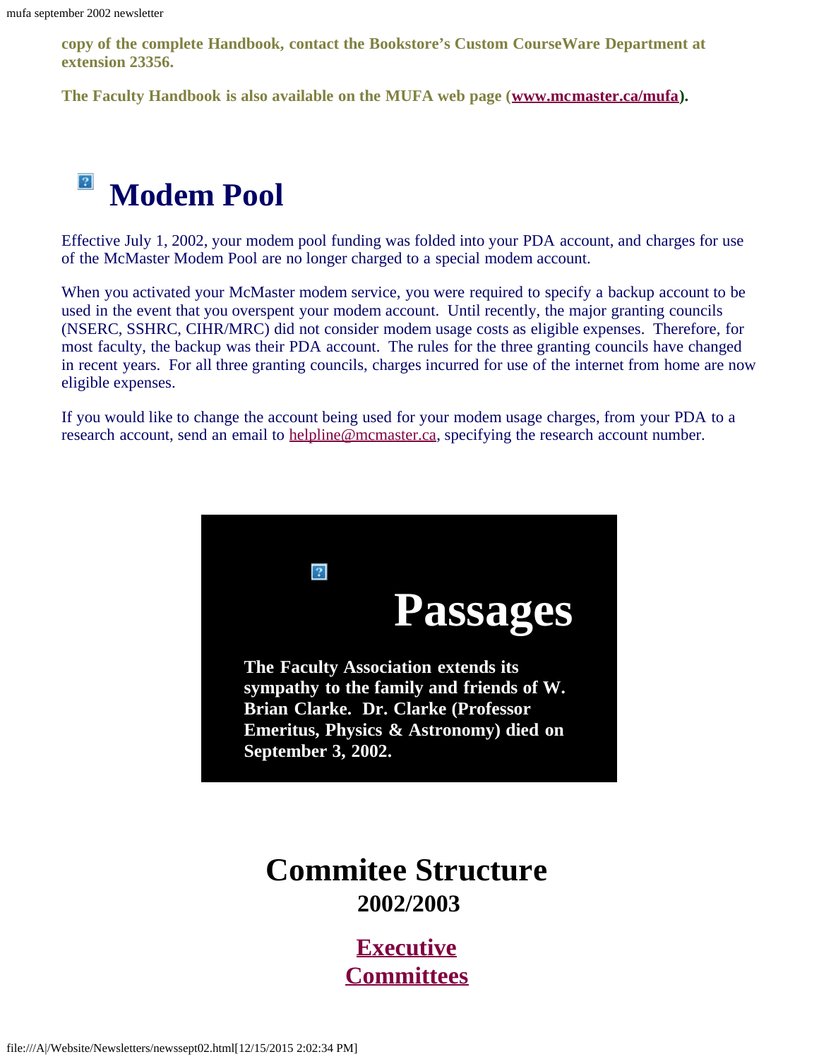**copy of the complete Handbook, contact the Bookstore's Custom CourseWare Department at extension 23356.**

**The Faculty Handbook is also available on the MUFA web page (www.mcmaster.ca/mufa).**

# Modem Pool

Effective July 1, 2002, your modem pool funding was folded into your PDA account, and charges for use of the McMaster Modem Pool are no longer charged to a special modem account.

When you activated your McMaster modem service, you were required to specify a backup account to be used in the event that you overspent your modem account. Until recently, the major granting councils (NSERC, SSHRC, CIHR/MRC) did not consider modem usage costs as eligible expenses. Therefore, for most faculty, the backup was their PDA account. The rules for the three granting councils have changed in recent years. For all three granting councils, charges incurred for use of the internet from home are now eligible expenses.

If you would like to change the account being used for your modem usage charges, from your PDA to a research account, send an email to helpline@mcmaster.ca, specifying the research account number.

# Passages

**The Faculty Association extends its sympathy to the family and friends of W. Brian Clarke. Dr. Clarke (Professor Emeritus, Physics & Astronomy) died on September 3, 2002.**

# Commitee Structure

## 2002/2003

## Executive

## Committees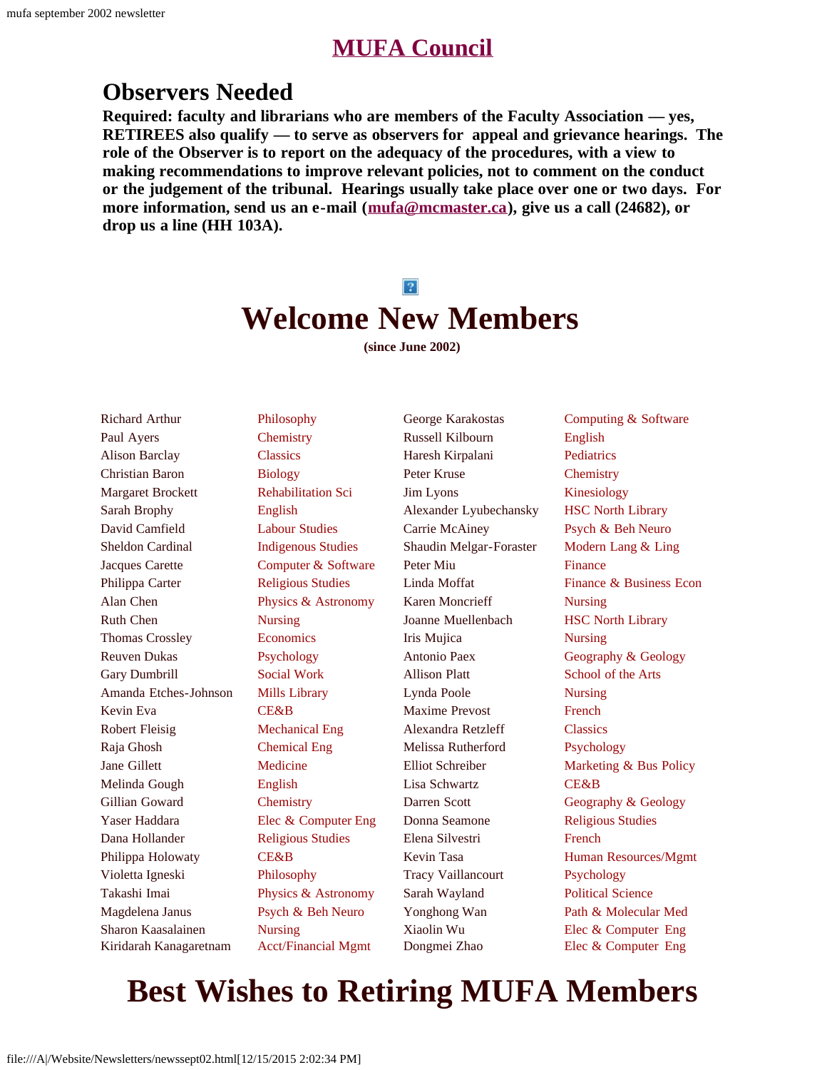# MUFA Council

## Observers Needed

**Required: faculty and librarians who are members of the Faculty Association — yes, RETIREES also qualify — to serve as observers for appeal and grievance hearings. The role of the Observer is to report on the adequacy of the procedures, with a view to making recommendations to improve relevant policies, not to comment on the conduct or the judgement of the tribunal. Hearings usually take place over one or two days. For more information, send us an e-mail (mufa@mcmaster.ca), give us a call (24682), or drop us a line (HH 103A).**

# Welcome New Members

**(since June 2002)**

| Name | Department |
|---|---|
| Richard Arthur | Philosophy |
| Paul Ayers | Chemistry |
| Alison Barclay | Classics |
| Christian Baron | Biology |
| Margaret Brockett | Rehabilitation Sci |
| Sarah Brophy | English |
| David Camfield | Labour Studies |
| Sheldon Cardinal | Indigenous Studies |
| Jacques Carette | Computer & Software |
| Philippa Carter | Religious Studies |
| Alan Chen | Physics & Astronomy |
| Ruth Chen | Nursing |
| Thomas Crossley | Economics |
| Reuven Dukas | Psychology |
| Gary Dumbrill | Social Work |
| Amanda Etches-Johnson | Mills Library |
| Kevin Eva | CE&B |
| Robert Fleisig | Mechanical Eng |
| Raja Ghosh | Chemical Eng |
| Jane Gillett | Medicine |
| Melinda Gough | English |
| Gillian Goward | Chemistry |
| Yaser Haddara | Elec & Computer Eng |
| Dana Hollander | Religious Studies |
| Philippa Holowaty | CE&B |
| Violetta Igneski | Philosophy |
| Takashi Imai | Physics & Astronomy |
| Magdelena Janus | Psych & Beh Neuro |
| Sharon Kaasalainen | Nursing |
| Kiridarah Kanagaretnam | Acct/Financial Mgmt |
| George Karakostas | Computing & Software |
| Russell Kilbourn | English |
| Haresh Kirpalani | Pediatrics |
| Peter Kruse | Chemistry |
| Jim Lyons | Kinesiology |
| Alexander Lyubechansky | HSC North Library |
| Carrie McAiney | Psych & Beh Neuro |
| Shaudin Melgar-Foraster | Modern Lang & Ling |
| Peter Miu | Finance |
| Linda Moffat | Finance & Business Econ |
| Karen Moncrieff | Nursing |
| Joanne Muellenbach | HSC North Library |
| Iris Mujica | Nursing |
| Antonio Paex | Geography & Geology |
| Allison Platt | School of the Arts |
| Lynda Poole | Nursing |
| Maxime Prevost | French |
| Alexandra Retzleff | Classics |
| Melissa Rutherford | Psychology |
| Elliot Schreiber | Marketing & Bus Policy |
| Lisa Schwartz | CE&B |
| Darren Scott | Geography & Geology |
| Donna Seamone | Religious Studies |
| Elena Silvestri | French |
| Kevin Tasa | Human Resources/Mgmt |
| Tracy Vaillancourt | Psychology |
| Sarah Wayland | Political Science |
| Yonghong Wan | Path & Molecular Med |
| Xiaolin Wu | Elec & Computer Eng |
| Dongmei Zhao | Elec & Computer Eng |

# Best Wishes to Retiring MUFA Members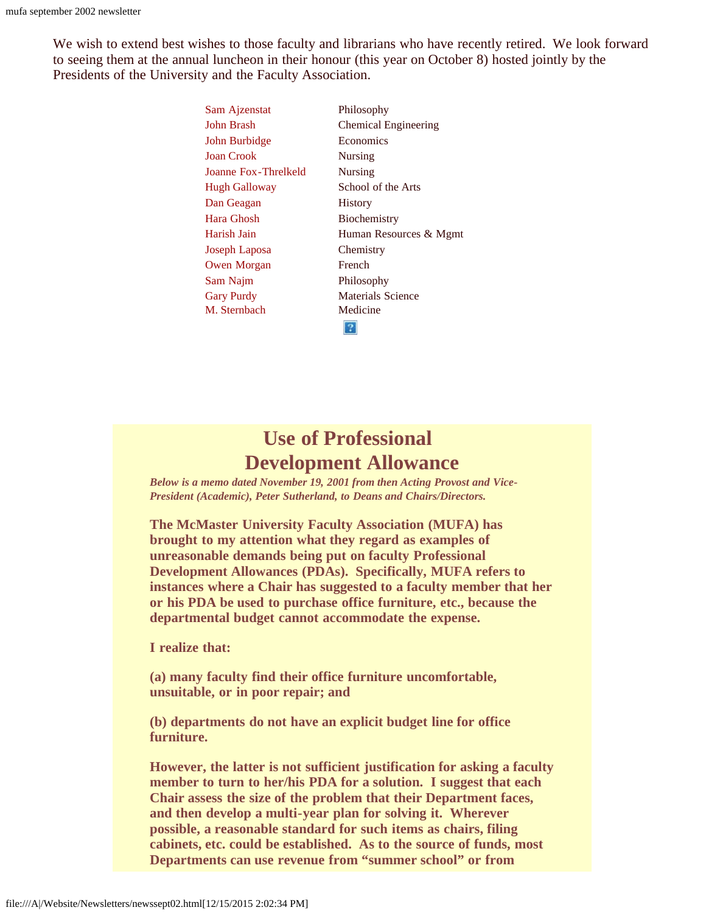We wish to extend best wishes to those faculty and librarians who have recently retired. We look forward to seeing them at the annual luncheon in their honour (this year on October 8) hosted jointly by the Presidents of the University and the Faculty Association.

| | |
|---|---|
| Sam Ajzenstat | Philosophy |
| John Brash | Chemical Engineering |
| John Burbidge | Economics |
| Joan Crook | Nursing |
| Joanne Fox-Threlkeld | Nursing |
| Hugh Galloway | School of the Arts |
| Dan Geagan | History |
| Hara Ghosh | Biochemistry |
| Harish Jain | Human Resources & Mgmt |
| Joseph Laposa | Chemistry |
| Owen Morgan | French |
| Sam Najm | Philosophy |
| Gary Purdy | Materials Science |
| M. Sternbach | Medicine |

# Use of Professional Development Allowance

*Below is a memo dated November 19, 2001 from then Acting Provost and Vice-President (Academic), Peter Sutherland, to Deans and Chairs/Directors.*

**The McMaster University Faculty Association (MUFA) has brought to my attention what they regard as examples of unreasonable demands being put on faculty Professional Development Allowances (PDAs). Specifically, MUFA refers to instances where a Chair has suggested to a faculty member that her or his PDA be used to purchase office furniture, etc., because the departmental budget cannot accommodate the expense.**

**I realize that:**

**(a) many faculty find their office furniture uncomfortable, unsuitable, or in poor repair; and**

**(b) departments do not have an explicit budget line for office furniture.**

**However, the latter is not sufficient justification for asking a faculty member to turn to her/his PDA for a solution. I suggest that each Chair assess the size of the problem that their Department faces, and then develop a multi-year plan for solving it. Wherever possible, a reasonable standard for such items as chairs, filing cabinets, etc. could be established. As to the source of funds, most Departments can use revenue from "summer school" or from**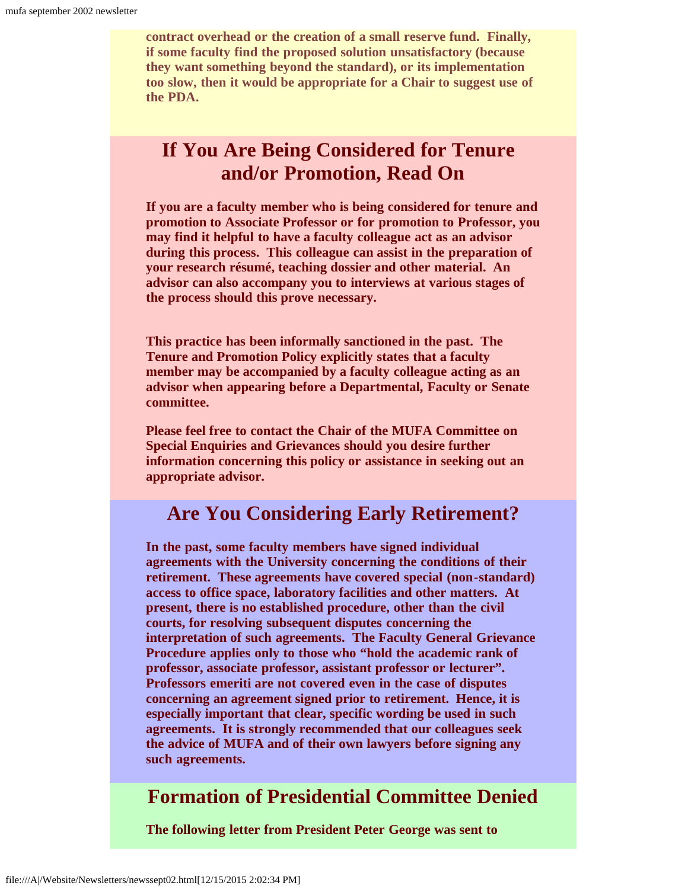**contract overhead or the creation of a small reserve fund. Finally, if some faculty find the proposed solution unsatisfactory (because they want something beyond the standard), or its implementation too slow, then it would be appropriate for a Chair to suggest use of the PDA.**

## If You Are Being Considered for Tenure and/or Promotion, Read On

**If you are a faculty member who is being considered for tenure and promotion to Associate Professor or for promotion to Professor, you may find it helpful to have a faculty colleague act as an advisor during this process. This colleague can assist in the preparation of your research résumé, teaching dossier and other material. An advisor can also accompany you to interviews at various stages of the process should this prove necessary.**

**This practice has been informally sanctioned in the past. The Tenure and Promotion Policy explicitly states that a faculty member may be accompanied by a faculty colleague acting as an advisor when appearing before a Departmental, Faculty or Senate committee.**

**Please feel free to contact the Chair of the MUFA Committee on Special Enquiries and Grievances should you desire further information concerning this policy or assistance in seeking out an appropriate advisor.**

## Are You Considering Early Retirement?

**In the past, some faculty members have signed individual agreements with the University concerning the conditions of their retirement. These agreements have covered special (non-standard) access to office space, laboratory facilities and other matters. At present, there is no established procedure, other than the civil courts, for resolving subsequent disputes concerning the interpretation of such agreements. The Faculty General Grievance Procedure applies only to those who "hold the academic rank of professor, associate professor, assistant professor or lecturer". Professors emeriti are not covered even in the case of disputes concerning an agreement signed prior to retirement. Hence, it is especially important that clear, specific wording be used in such agreements. It is strongly recommended that our colleagues seek the advice of MUFA and of their own lawyers before signing any such agreements.**

## Formation of Presidential Committee Denied

**The following letter from President Peter George was sent to**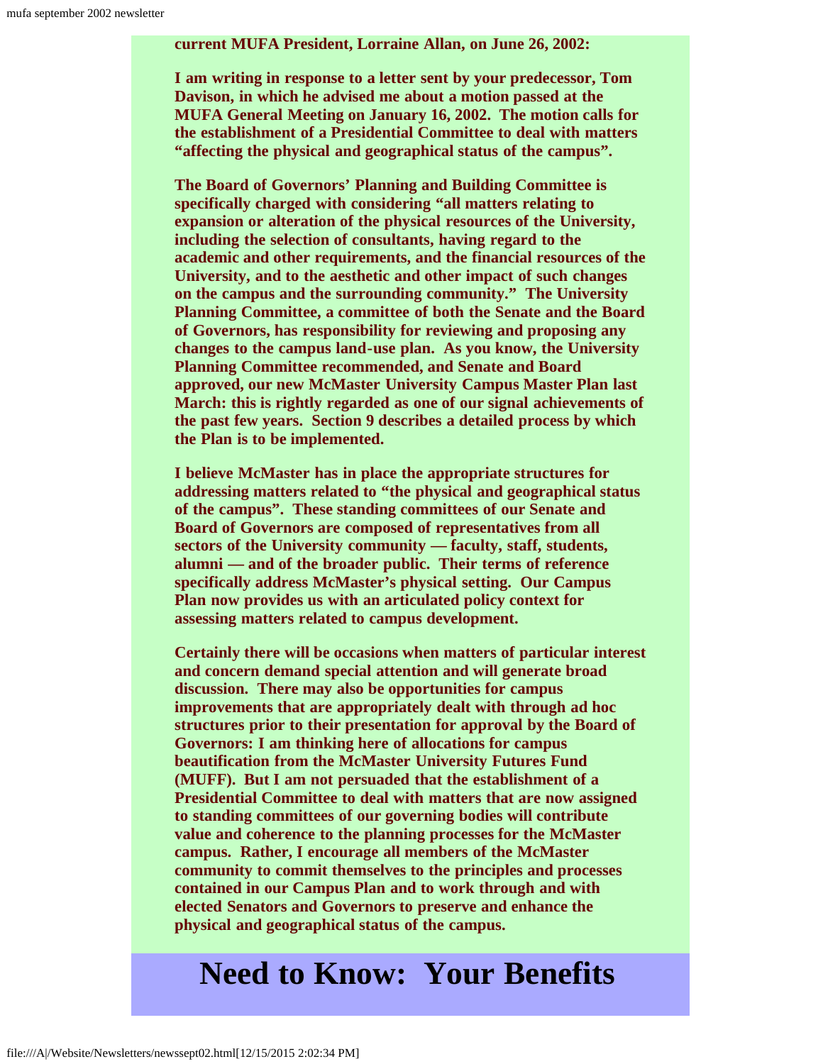**current MUFA President, Lorraine Allan, on June 26, 2002:**

**I am writing in response to a letter sent by your predecessor, Tom Davison, in which he advised me about a motion passed at the MUFA General Meeting on January 16, 2002. The motion calls for the establishment of a Presidential Committee to deal with matters "affecting the physical and geographical status of the campus".**

**The Board of Governors' Planning and Building Committee is specifically charged with considering "all matters relating to expansion or alteration of the physical resources of the University, including the selection of consultants, having regard to the academic and other requirements, and the financial resources of the University, and to the aesthetic and other impact of such changes on the campus and the surrounding community." The University Planning Committee, a committee of both the Senate and the Board of Governors, has responsibility for reviewing and proposing any changes to the campus land-use plan. As you know, the University Planning Committee recommended, and Senate and Board approved, our new McMaster University Campus Master Plan last March: this is rightly regarded as one of our signal achievements of the past few years. Section 9 describes a detailed process by which the Plan is to be implemented.**

**I believe McMaster has in place the appropriate structures for addressing matters related to "the physical and geographical status of the campus". These standing committees of our Senate and Board of Governors are composed of representatives from all sectors of the University community — faculty, staff, students, alumni — and of the broader public. Their terms of reference specifically address McMaster's physical setting. Our Campus Plan now provides us with an articulated policy context for assessing matters related to campus development.**

**Certainly there will be occasions when matters of particular interest and concern demand special attention and will generate broad discussion. There may also be opportunities for campus improvements that are appropriately dealt with through ad hoc structures prior to their presentation for approval by the Board of Governors: I am thinking here of allocations for campus beautification from the McMaster University Futures Fund (MUFF). But I am not persuaded that the establishment of a Presidential Committee to deal with matters that are now assigned to standing committees of our governing bodies will contribute value and coherence to the planning processes for the McMaster campus. Rather, I encourage all members of the McMaster community to commit themselves to the principles and processes contained in our Campus Plan and to work through and with elected Senators and Governors to preserve and enhance the physical and geographical status of the campus.**

# Need to Know: Your Benefits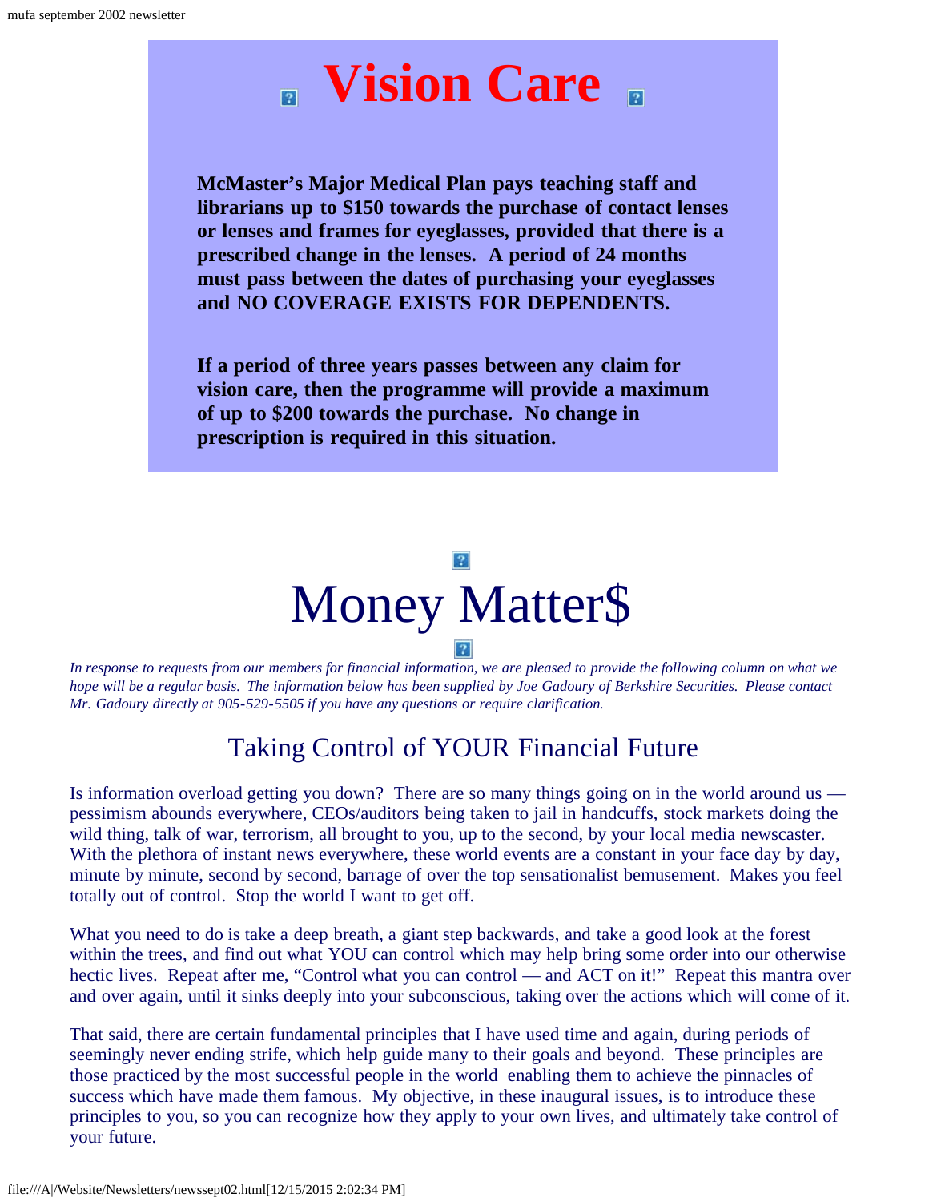# Vision Care

**McMaster's Major Medical Plan pays teaching staff and librarians up to $150 towards the purchase of contact lenses or lenses and frames for eyeglasses, provided that there is a prescribed change in the lenses. A period of 24 months must pass between the dates of purchasing your eyeglasses and NO COVERAGE EXISTS FOR DEPENDENTS.**

**If a period of three years passes between any claim for vision care, then the programme will provide a maximum of up to $200 towards the purchase. No change in prescription is required in this situation.**

# Money Matter$

*In response to requests from our members for financial information, we are pleased to provide the following column on what we hope will be a regular basis. The information below has been supplied by Joe Gadoury of Berkshire Securities. Please contact Mr. Gadoury directly at 905-529-5505 if you have any questions or require clarification.*

## Taking Control of YOUR Financial Future

Is information overload getting you down? There are so many things going on in the world around us — pessimism abounds everywhere, CEOs/auditors being taken to jail in handcuffs, stock markets doing the wild thing, talk of war, terrorism, all brought to you, up to the second, by your local media newscaster. With the plethora of instant news everywhere, these world events are a constant in your face day by day, minute by minute, second by second, barrage of over the top sensationalist bemusement. Makes you feel totally out of control. Stop the world I want to get off.

What you need to do is take a deep breath, a giant step backwards, and take a good look at the forest within the trees, and find out what YOU can control which may help bring some order into our otherwise hectic lives. Repeat after me, "Control what you can control — and ACT on it!" Repeat this mantra over and over again, until it sinks deeply into your subconscious, taking over the actions which will come of it.

That said, there are certain fundamental principles that I have used time and again, during periods of seemingly never ending strife, which help guide many to their goals and beyond. These principles are those practiced by the most successful people in the world enabling them to achieve the pinnacles of success which have made them famous. My objective, in these inaugural issues, is to introduce these principles to you, so you can recognize how they apply to your own lives, and ultimately take control of your future.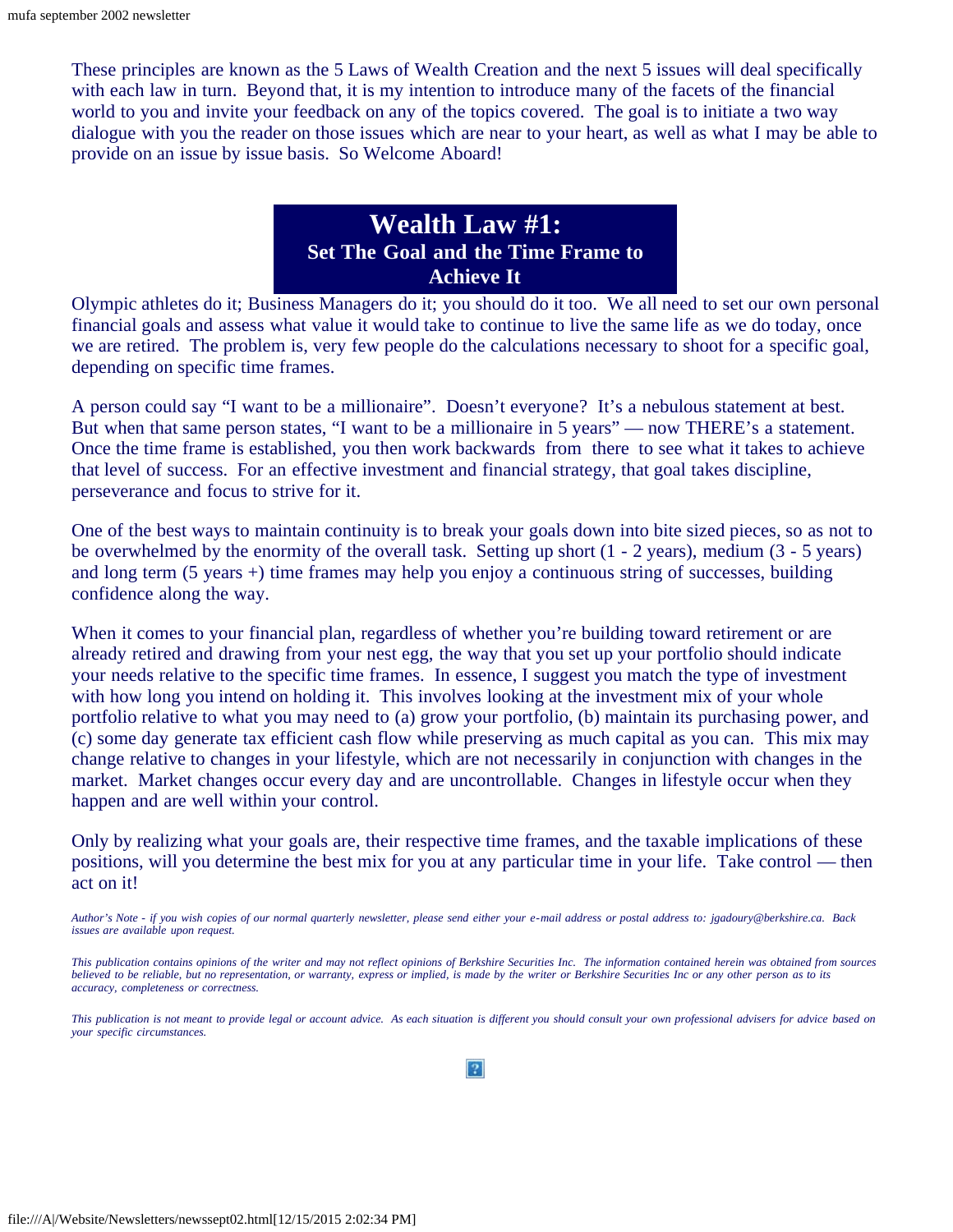These principles are known as the 5 Laws of Wealth Creation and the next 5 issues will deal specifically with each law in turn. Beyond that, it is my intention to introduce many of the facets of the financial world to you and invite your feedback on any of the topics covered. The goal is to initiate a two way dialogue with you the reader on those issues which are near to your heart, as well as what I may be able to provide on an issue by issue basis. So Welcome Aboard!

## Wealth Law #1:
### Set The Goal and the Time Frame to Achieve It

Olympic athletes do it; Business Managers do it; you should do it too. We all need to set our own personal financial goals and assess what value it would take to continue to live the same life as we do today, once we are retired. The problem is, very few people do the calculations necessary to shoot for a specific goal, depending on specific time frames.

A person could say "I want to be a millionaire". Doesn't everyone? It's a nebulous statement at best. But when that same person states, "I want to be a millionaire in 5 years" — now THERE's a statement. Once the time frame is established, you then work backwards from there to see what it takes to achieve that level of success. For an effective investment and financial strategy, that goal takes discipline, perseverance and focus to strive for it.

One of the best ways to maintain continuity is to break your goals down into bite sized pieces, so as not to be overwhelmed by the enormity of the overall task. Setting up short (1 - 2 years), medium (3 - 5 years) and long term (5 years +) time frames may help you enjoy a continuous string of successes, building confidence along the way.

When it comes to your financial plan, regardless of whether you're building toward retirement or are already retired and drawing from your nest egg, the way that you set up your portfolio should indicate your needs relative to the specific time frames. In essence, I suggest you match the type of investment with how long you intend on holding it. This involves looking at the investment mix of your whole portfolio relative to what you may need to (a) grow your portfolio, (b) maintain its purchasing power, and (c) some day generate tax efficient cash flow while preserving as much capital as you can. This mix may change relative to changes in your lifestyle, which are not necessarily in conjunction with changes in the market. Market changes occur every day and are uncontrollable. Changes in lifestyle occur when they happen and are well within your control.

Only by realizing what your goals are, their respective time frames, and the taxable implications of these positions, will you determine the best mix for you at any particular time in your life. Take control — then act on it!

*Author's Note - if you wish copies of our normal quarterly newsletter, please send either your e-mail address or postal address to: jgadoury@berkshire.ca. Back issues are available upon request.*

*This publication contains opinions of the writer and may not reflect opinions of Berkshire Securities Inc. The information contained herein was obtained from sources believed to be reliable, but no representation, or warranty, express or implied, is made by the writer or Berkshire Securities Inc or any other person as to its accuracy, completeness or correctness.*

*This publication is not meant to provide legal or account advice. As each situation is different you should consult your own professional advisers for advice based on your specific circumstances.*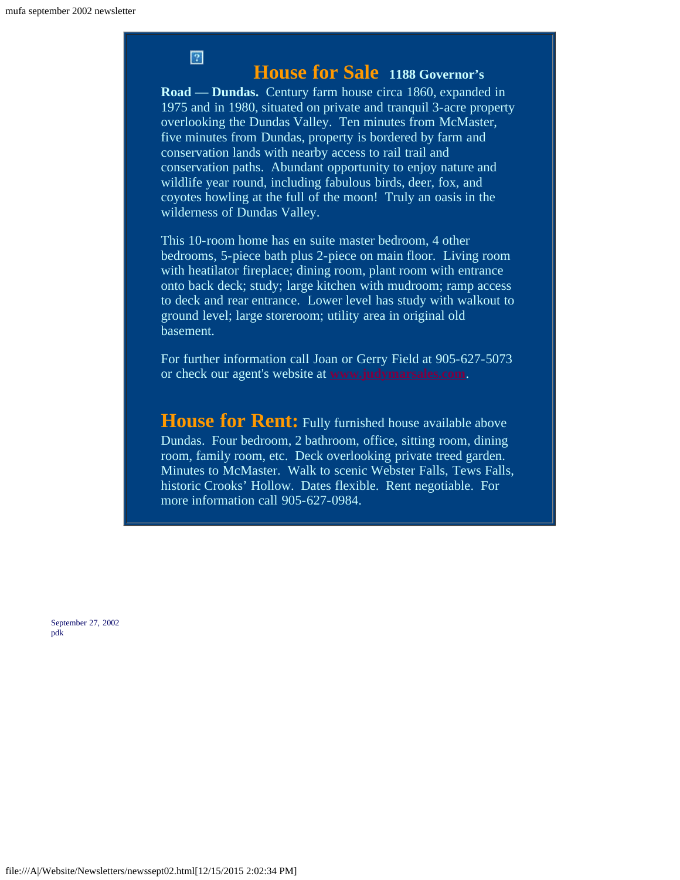**House for Sale** **1188 Governor's Road — Dundas.** Century farm house circa 1860, expanded in 1975 and in 1980, situated on private and tranquil 3-acre property overlooking the Dundas Valley. Ten minutes from McMaster, five minutes from Dundas, property is bordered by farm and conservation lands with nearby access to rail trail and conservation paths. Abundant opportunity to enjoy nature and wildlife year round, including fabulous birds, deer, fox, and coyotes howling at the full of the moon! Truly an oasis in the wilderness of Dundas Valley.

This 10-room home has en suite master bedroom, 4 other bedrooms, 5-piece bath plus 2-piece on main floor. Living room with heatilator fireplace; dining room, plant room with entrance onto back deck; study; large kitchen with mudroom; ramp access to deck and rear entrance. Lower level has study with walkout to ground level; large storeroom; utility area in original old basement.

For further information call Joan or Gerry Field at 905-627-5073 or check our agent's website at www.judymarsales.com.

**House for Rent:** Fully furnished house available above Dundas. Four bedroom, 2 bathroom, office, sitting room, dining room, family room, etc. Deck overlooking private treed garden. Minutes to McMaster. Walk to scenic Webster Falls, Tews Falls, historic Crooks' Hollow. Dates flexible. Rent negotiable. For more information call 905-627-0984.

September 27, 2002
pdk